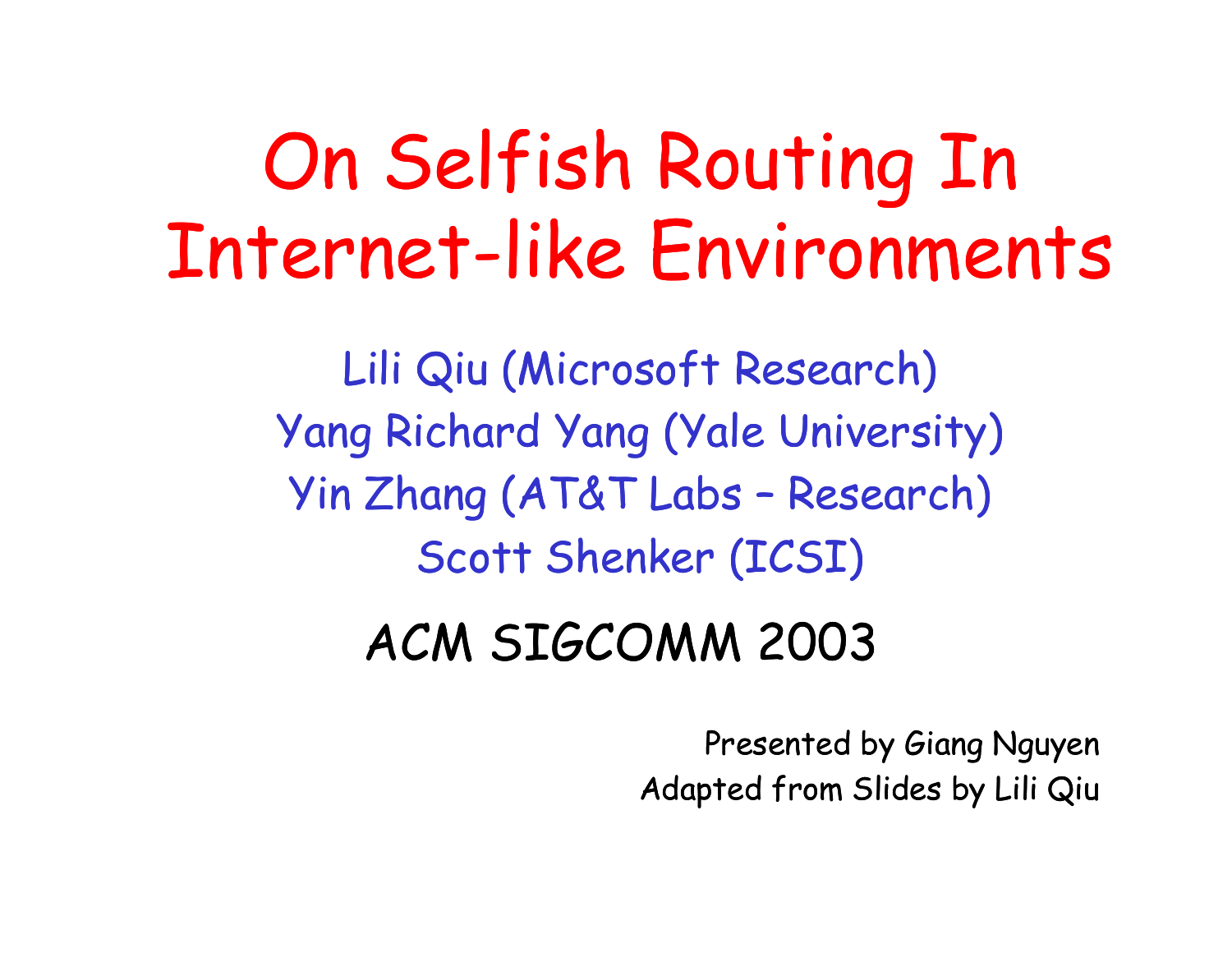# On Selfish Routing In Internet-like Environments

Lili Qiu (Microsoft Research)

Yang Richard Yang (Yale University)

Yin Zhang (AT&T Labs – Research)

Scott Shenker (ICSI)

## ACM SIGCOMM 2003

Presented by Giang Nguyen

Adapted from Slides by Lili Qiu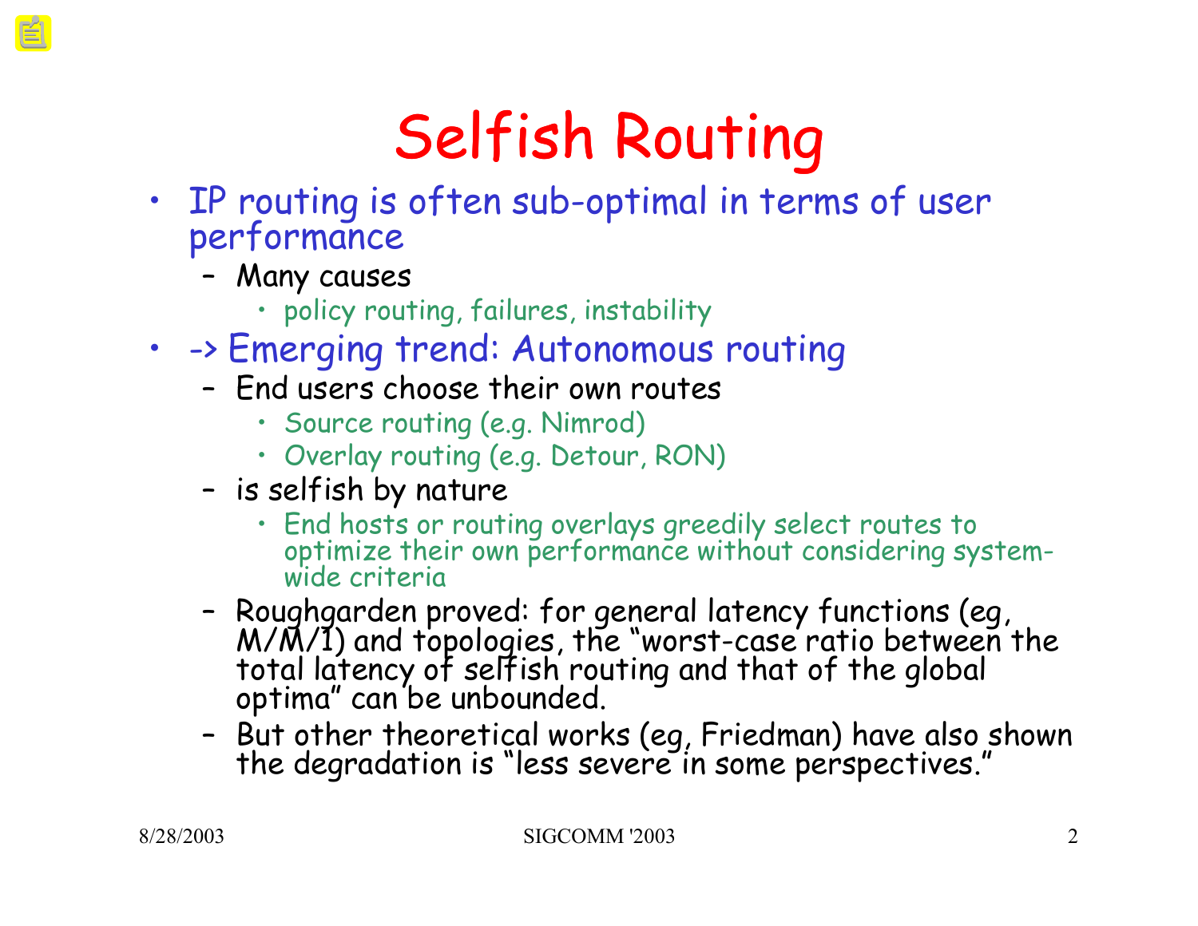# Selfish Routing

- IP routing is often sub-optimal in terms of user performance
  - Many causes
    - policy routing, failures, instability
- -> Emerging trend: Autonomous routing
  - End users choose their own routes
    - Source routing (e.g. Nimrod)
    - Overlay routing (e.g. Detour, RON)
  - is selfish by nature
    - End hosts or routing overlays greedily select routes to optimize their own performance without considering system-wide criteria
  - Roughgarden proved: for general latency functions (eg, M/M/1) and topologies, the "worst-case ratio between the total latency of selfish routing and that of the global optima" can be unbounded.
  - But other theoretical works (eg, Friedman) have also shown the degradation is "less severe in some perspectives."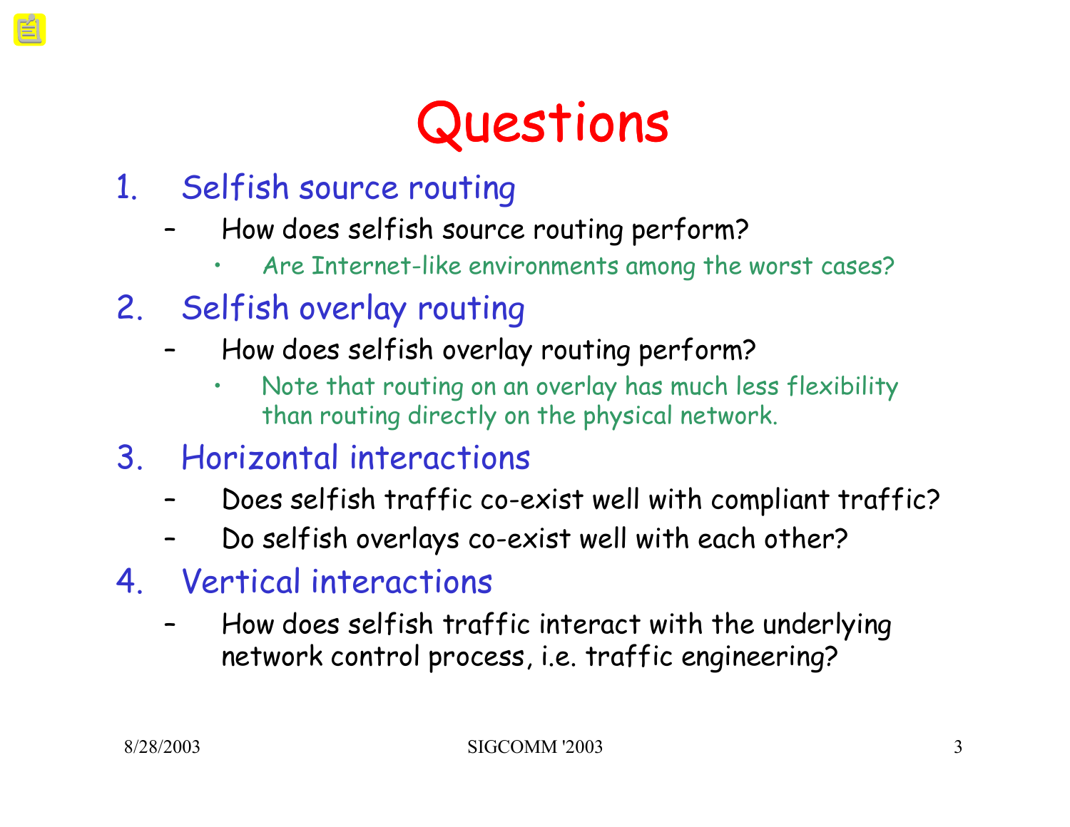# Questions

1. Selfish source routing
   - How does selfish source routing perform?
     - Are Internet-like environments among the worst cases?
2. Selfish overlay routing
   - How does selfish overlay routing perform?
     - Note that routing on an overlay has much less flexibility than routing directly on the physical network.
3. Horizontal interactions
   - Does selfish traffic co-exist well with compliant traffic?
   - Do selfish overlays co-exist well with each other?
4. Vertical interactions
   - How does selfish traffic interact with the underlying network control process, i.e. traffic engineering?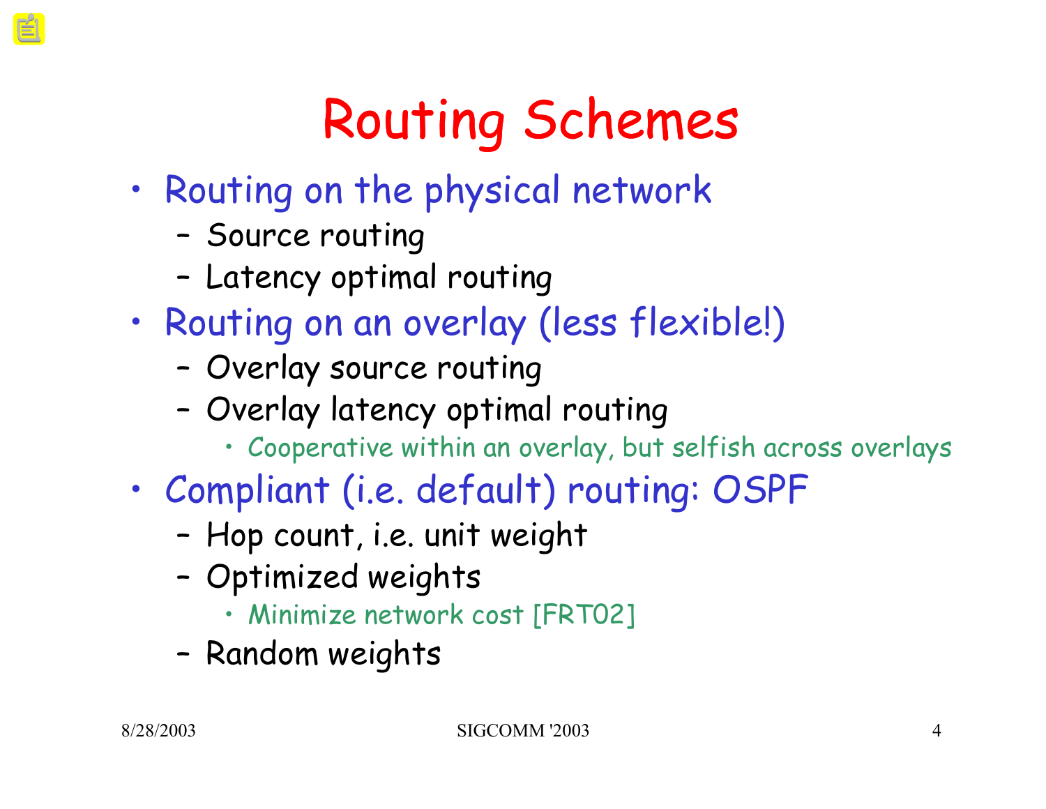# Routing Schemes

- Routing on the physical network
  - Source routing
  - Latency optimal routing
- Routing on an overlay (less flexible!)
  - Overlay source routing
  - Overlay latency optimal routing
    - Cooperative within an overlay, but selfish across overlays
- Compliant (i.e. default) routing: OSPF
  - Hop count, i.e. unit weight
  - Optimized weights
    - Minimize network cost [FRT02]
  - Random weights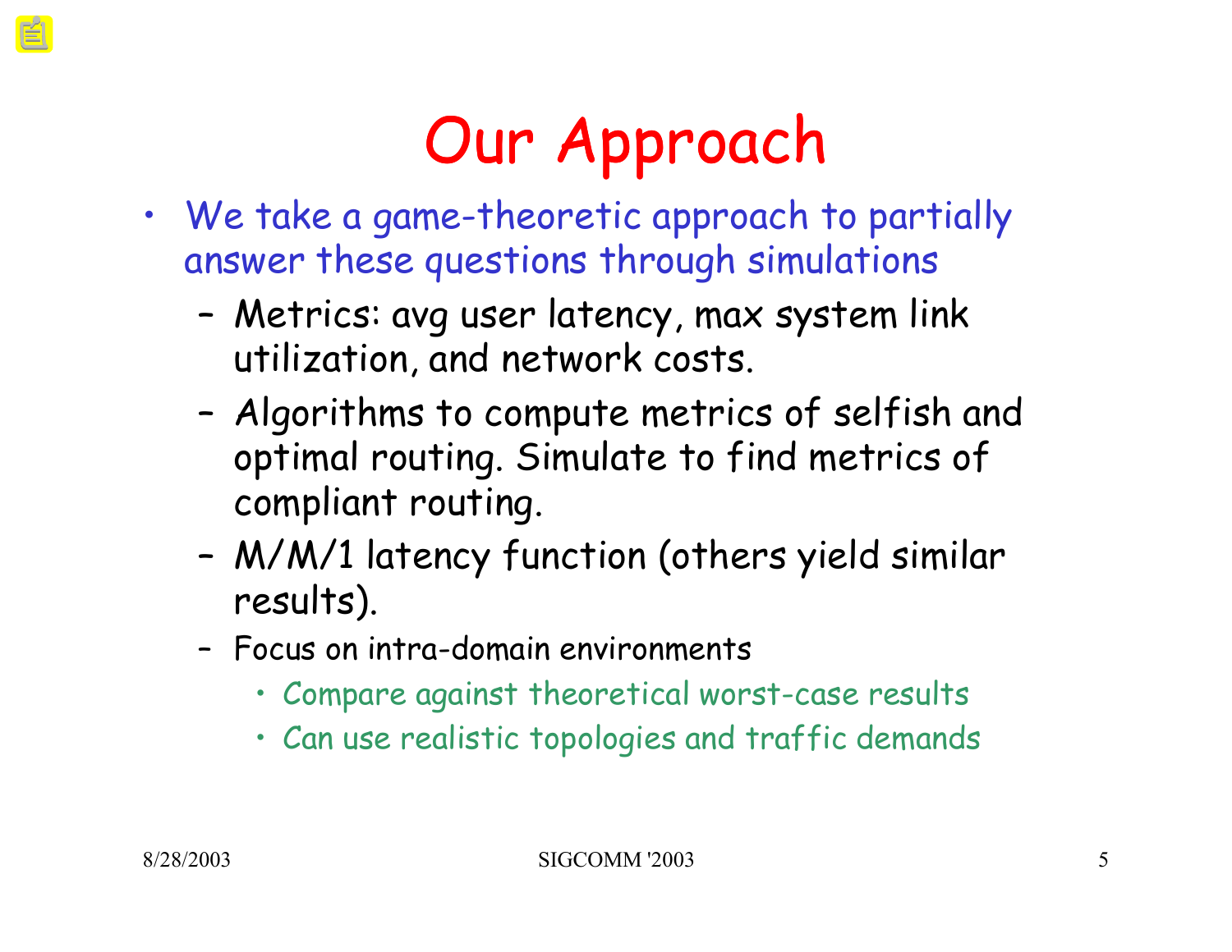# Our Approach

- We take a game-theoretic approach to partially answer these questions through simulations
  - Metrics: avg user latency, max system link utilization, and network costs.
  - Algorithms to compute metrics of selfish and optimal routing. Simulate to find metrics of compliant routing.
  - M/M/1 latency function (others yield similar results).
  - Focus on intra-domain environments
    - Compare against theoretical worst-case results
    - Can use realistic topologies and traffic demands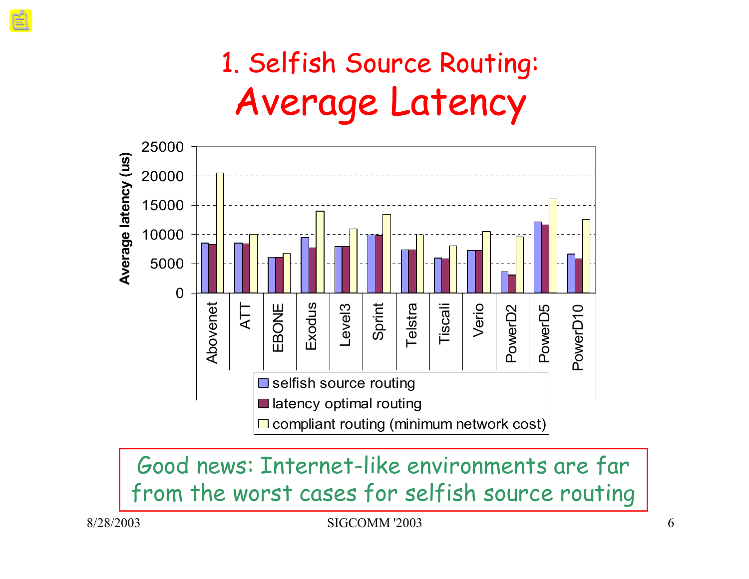# 1. Selfish Source Routing: Average Latency

Average latency (us)

| | selfish source routing | latency optimal routing | compliant routing (minimum network cost) |
|---|---|---|---|
| Abovenet | | | |
| ATT | | | |
| EBONE | | | |
| Exodus | | | |
| Level3 | | | |
| Sprint | | | |
| Telstra | | | |
| Tiscali | | | |
| Verio | | | |
| PowerD2 | | | |
| PowerD5 | | | |
| PowerD10 | | | |

Good news: Internet-like environments are far from the worst cases for selfish source routing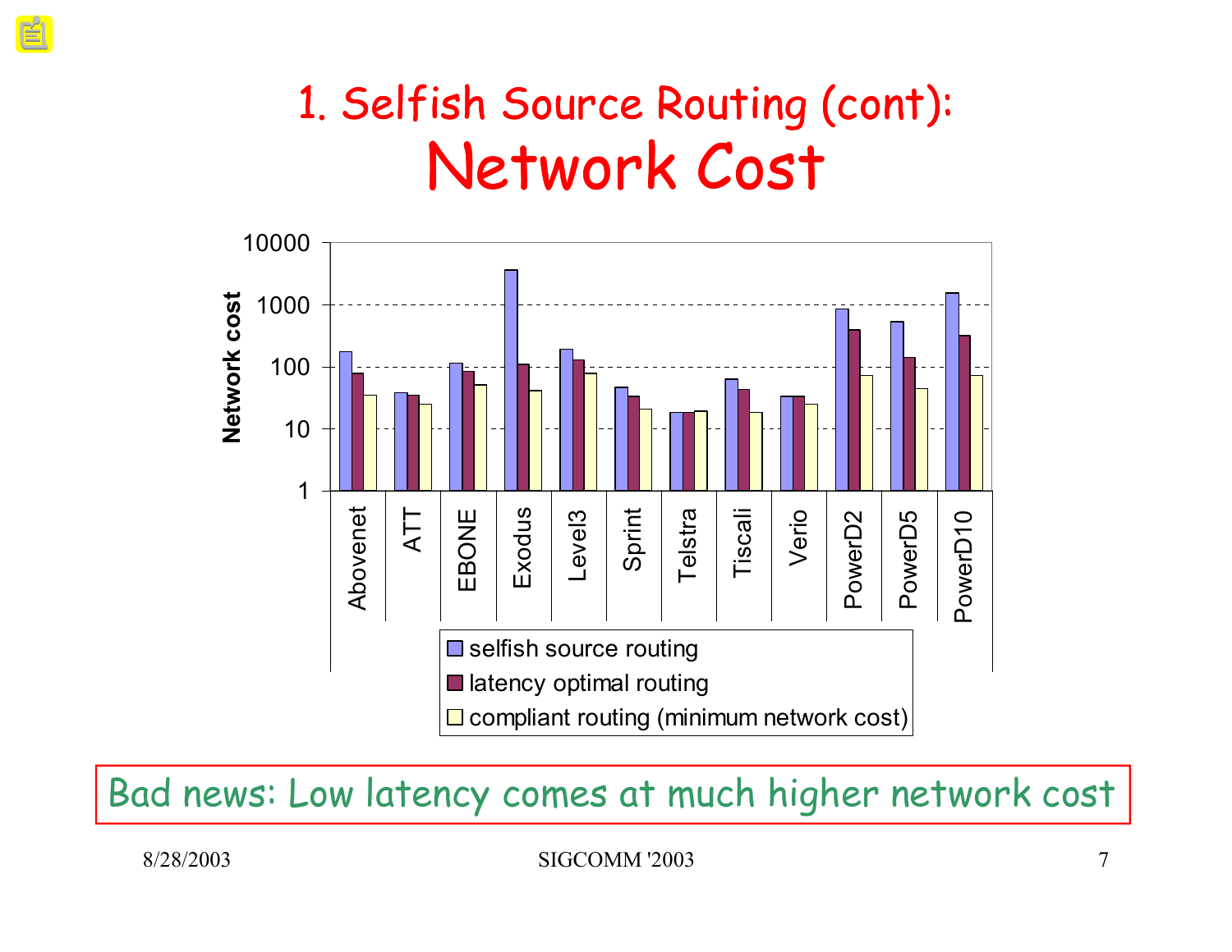# 1. Selfish Source Routing (cont): Network Cost

Network cost

10000
1000
100
10
1

Abovenet, ATT, EBONE, Exodus, Level3, Sprint, Telstra, Tiscali, Verio, PowerD2, PowerD5, PowerD10

- selfish source routing
- latency optimal routing
- compliant routing (minimum network cost)

Bad news: Low latency comes at much higher network cost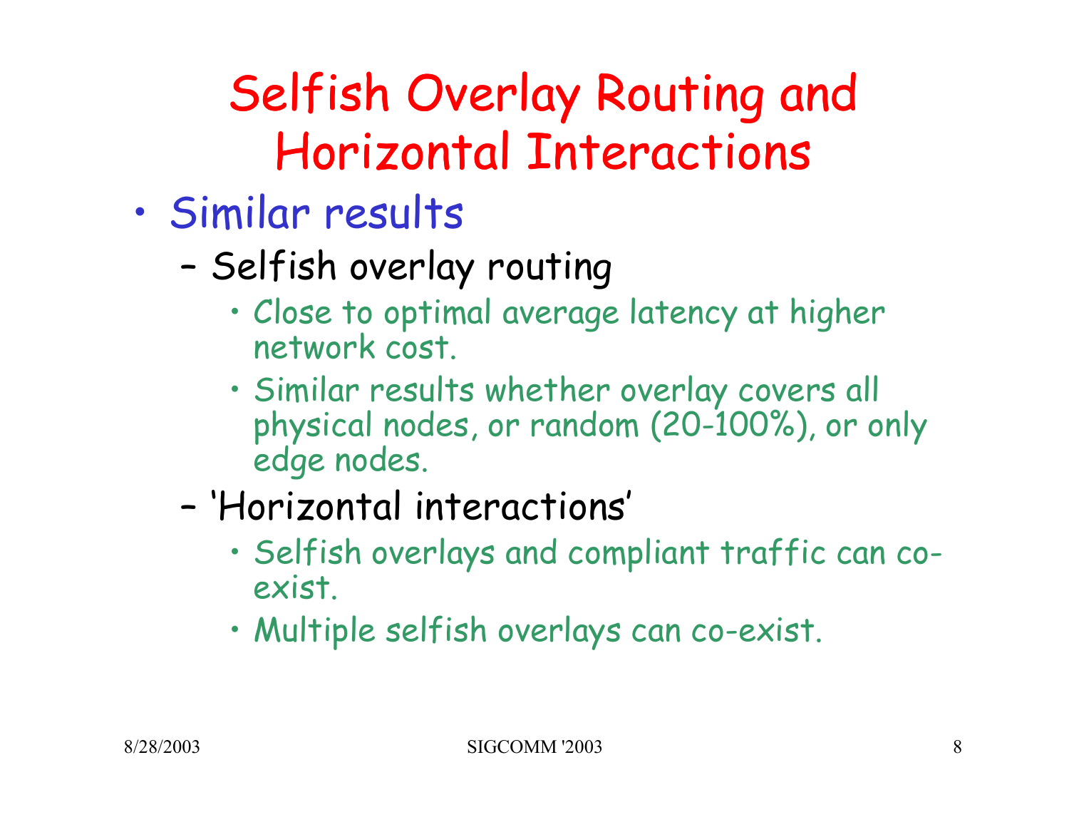# Selfish Overlay Routing and Horizontal Interactions

- Similar results
  - Selfish overlay routing
    - Close to optimal average latency at higher network cost.
    - Similar results whether overlay covers all physical nodes, or random (20-100%), or only edge nodes.
  - 'Horizontal interactions'
    - Selfish overlays and compliant traffic can co-exist.
    - Multiple selfish overlays can co-exist.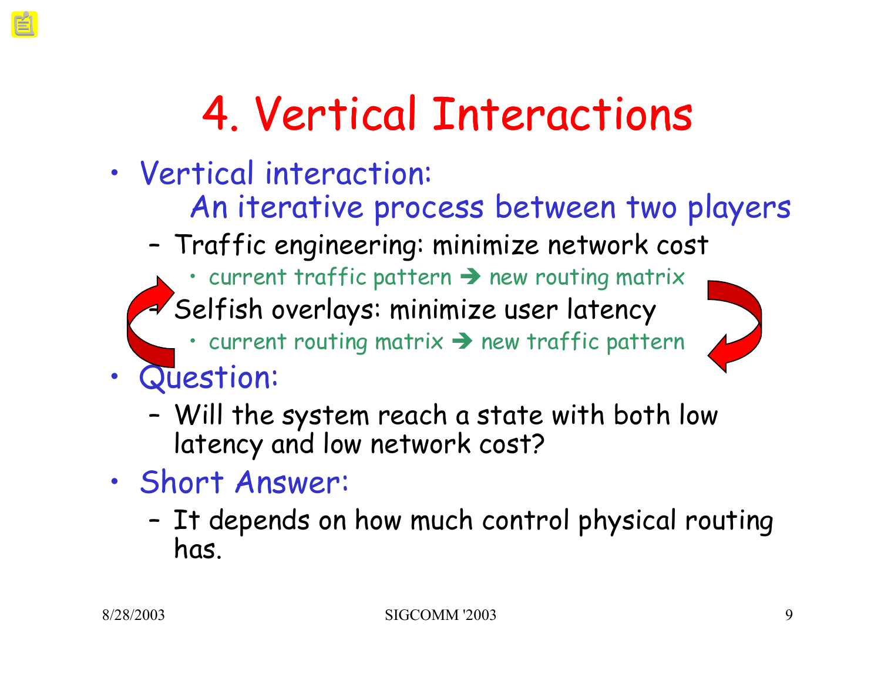# 4. Vertical Interactions

- Vertical interaction:
  An iterative process between two players
  - Traffic engineering: minimize network cost
    - current traffic pattern ➔ new routing matrix
  - Selfish overlays: minimize user latency
    - current routing matrix ➔ new traffic pattern
- Question:
  - Will the system reach a state with both low latency and low network cost?
- Short Answer:
  - It depends on how much control physical routing has.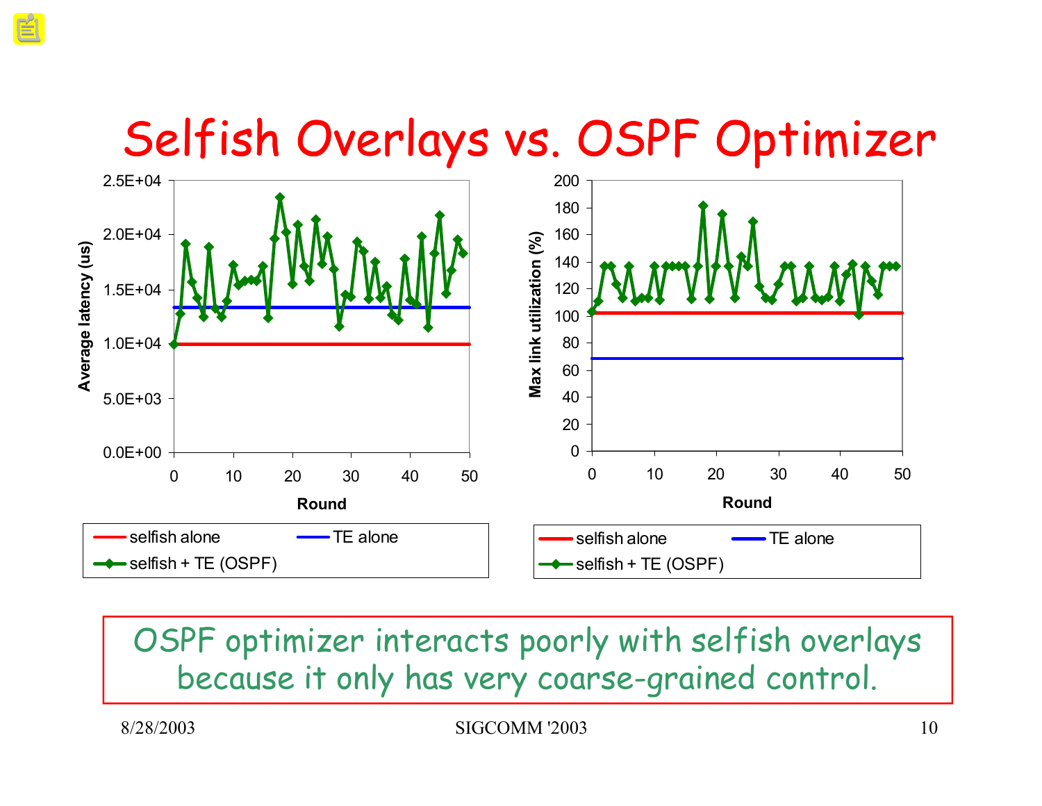# Selfish Overlays vs. OSPF Optimizer

OSPF optimizer interacts poorly with selfish overlays because it only has very coarse-grained control.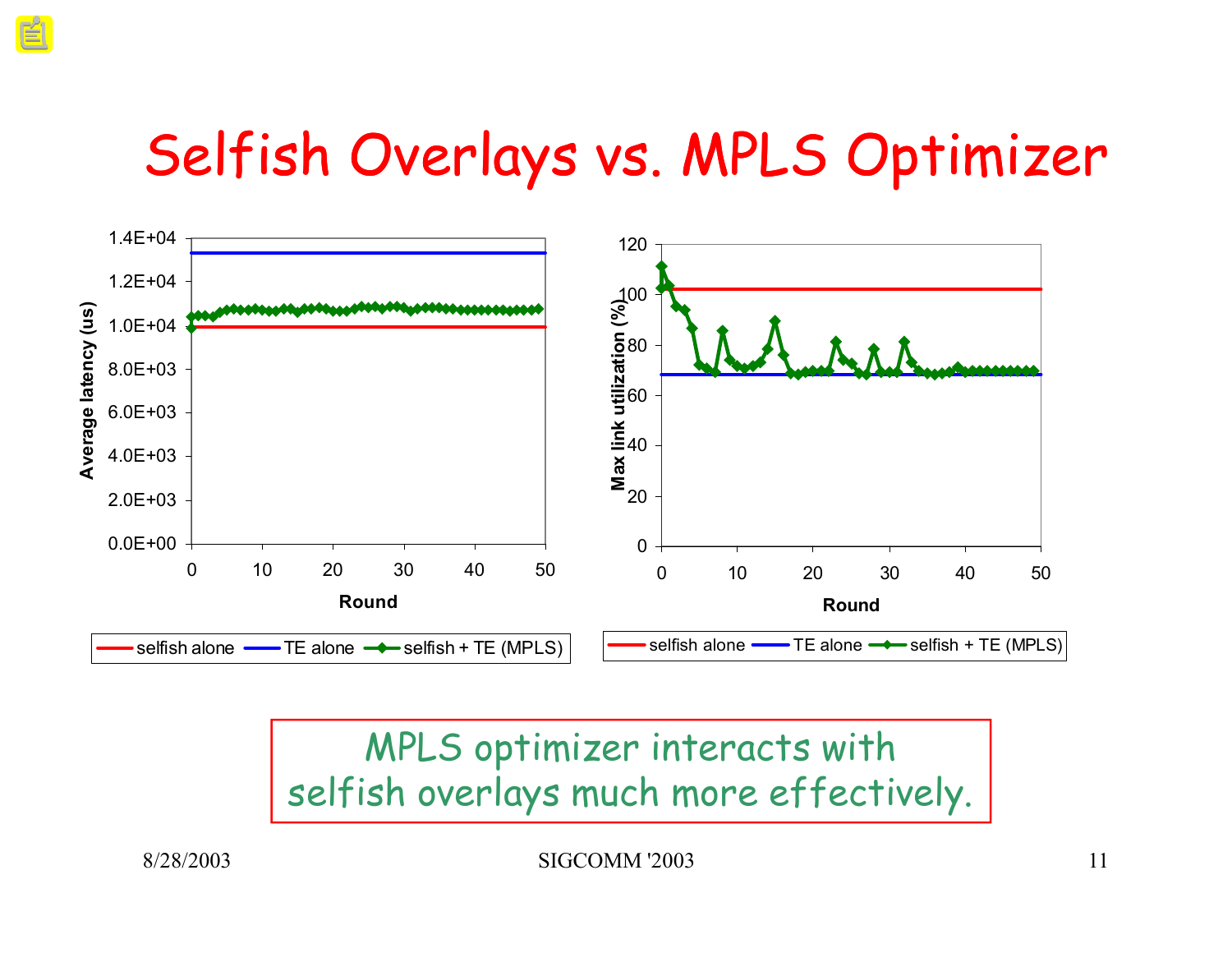# Selfish Overlays vs. MPLS Optimizer

MPLS optimizer interacts with selfish overlays much more effectively.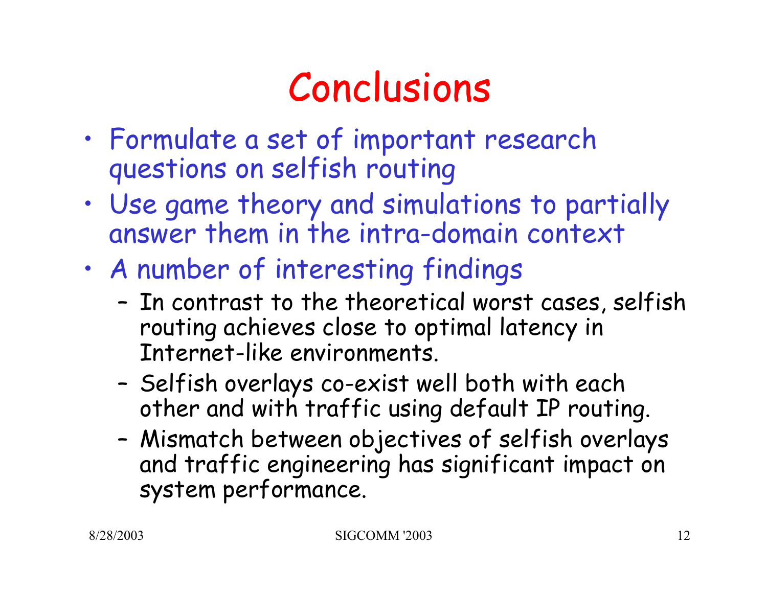# Conclusions

- Formulate a set of important research questions on selfish routing
- Use game theory and simulations to partially answer them in the intra-domain context
- A number of interesting findings
  - In contrast to the theoretical worst cases, selfish routing achieves close to optimal latency in Internet-like environments.
  - Selfish overlays co-exist well both with each other and with traffic using default IP routing.
  - Mismatch between objectives of selfish overlays and traffic engineering has significant impact on system performance.